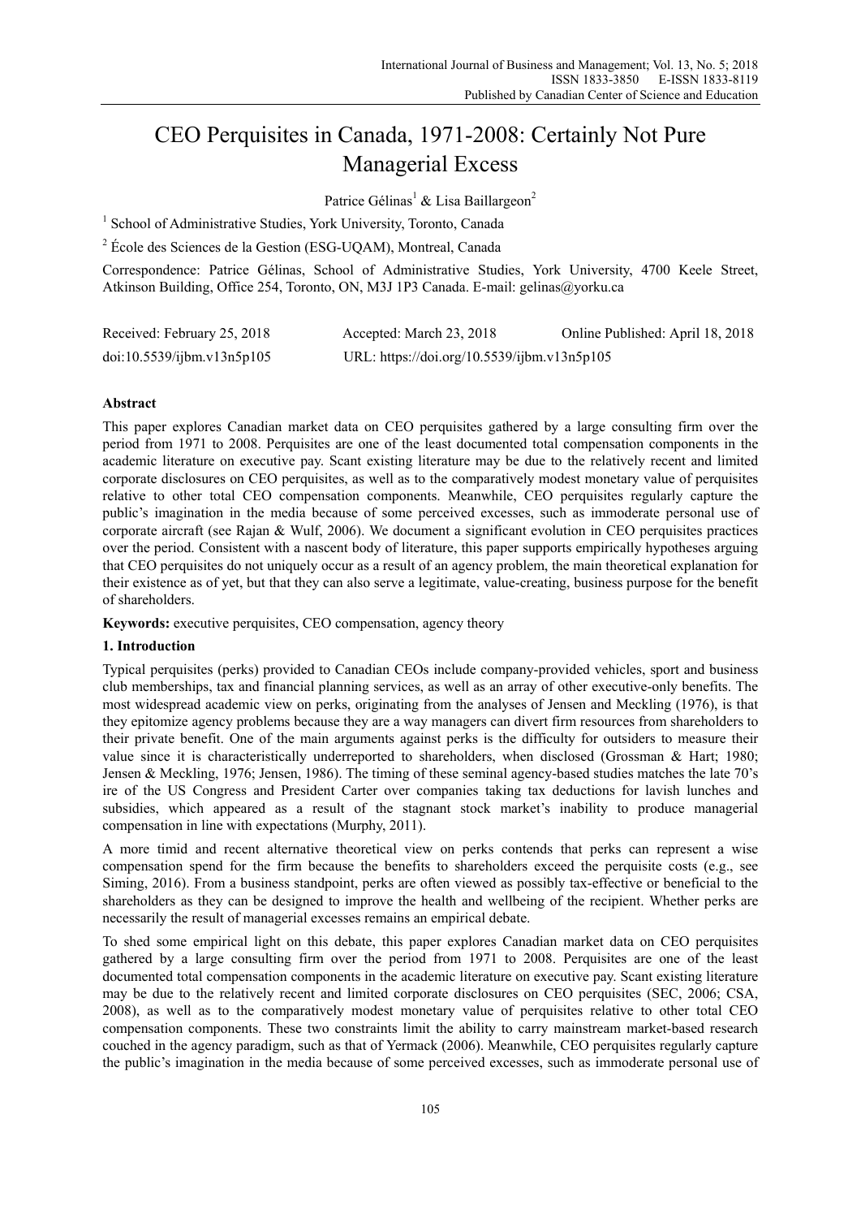# CEO Perquisites in Canada, 1971-2008: Certainly Not Pure Managerial Excess

Patrice Gélinas[1] & Lisa Baillargeon[2]

[1] School of Administrative Studies, York University, Toronto, Canada

[2] École des Sciences de la Gestion (ESG-UQAM), Montreal, Canada

Correspondence: Patrice Gélinas, School of Administrative Studies, York University, 4700 Keele Street, Atkinson Building, Office 254, Toronto, ON, M3J 1P3 Canada. E-mail: gelinas@yorku.ca

Received: February 25, 2018 Accepted: March 23, 2018 Online Published: April 18, 2018

doi:10.5539/ijbm.v13n5p105 URL: https://doi.org/10.5539/ijbm.v13n5p105

## Abstract

This paper explores Canadian market data on CEO perquisites gathered by a large consulting firm over the period from 1971 to 2008. Perquisites are one of the least documented total compensation components in the academic literature on executive pay. Scant existing literature may be due to the relatively recent and limited corporate disclosures on CEO perquisites, as well as to the comparatively modest monetary value of perquisites relative to other total CEO compensation components. Meanwhile, CEO perquisites regularly capture the public's imagination in the media because of some perceived excesses, such as immoderate personal use of corporate aircraft (see Rajan & Wulf, 2006). We document a significant evolution in CEO perquisites practices over the period. Consistent with a nascent body of literature, this paper supports empirically hypotheses arguing that CEO perquisites do not uniquely occur as a result of an agency problem, the main theoretical explanation for their existence as of yet, but that they can also serve a legitimate, value-creating, business purpose for the benefit of shareholders.

**Keywords:** executive perquisites, CEO compensation, agency theory

## 1. Introduction

Typical perquisites (perks) provided to Canadian CEOs include company-provided vehicles, sport and business club memberships, tax and financial planning services, as well as an array of other executive-only benefits. The most widespread academic view on perks, originating from the analyses of Jensen and Meckling (1976), is that they epitomize agency problems because they are a way managers can divert firm resources from shareholders to their private benefit. One of the main arguments against perks is the difficulty for outsiders to measure their value since it is characteristically underreported to shareholders, when disclosed (Grossman & Hart; 1980; Jensen & Meckling, 1976; Jensen, 1986). The timing of these seminal agency-based studies matches the late 70's ire of the US Congress and President Carter over companies taking tax deductions for lavish lunches and subsidies, which appeared as a result of the stagnant stock market's inability to produce managerial compensation in line with expectations (Murphy, 2011).

A more timid and recent alternative theoretical view on perks contends that perks can represent a wise compensation spend for the firm because the benefits to shareholders exceed the perquisite costs (e.g., see Siming, 2016). From a business standpoint, perks are often viewed as possibly tax-effective or beneficial to the shareholders as they can be designed to improve the health and wellbeing of the recipient. Whether perks are necessarily the result of managerial excesses remains an empirical debate.

To shed some empirical light on this debate, this paper explores Canadian market data on CEO perquisites gathered by a large consulting firm over the period from 1971 to 2008. Perquisites are one of the least documented total compensation components in the academic literature on executive pay. Scant existing literature may be due to the relatively recent and limited corporate disclosures on CEO perquisites (SEC, 2006; CSA, 2008), as well as to the comparatively modest monetary value of perquisites relative to other total CEO compensation components. These two constraints limit the ability to carry mainstream market-based research couched in the agency paradigm, such as that of Yermack (2006). Meanwhile, CEO perquisites regularly capture the public's imagination in the media because of some perceived excesses, such as immoderate personal use of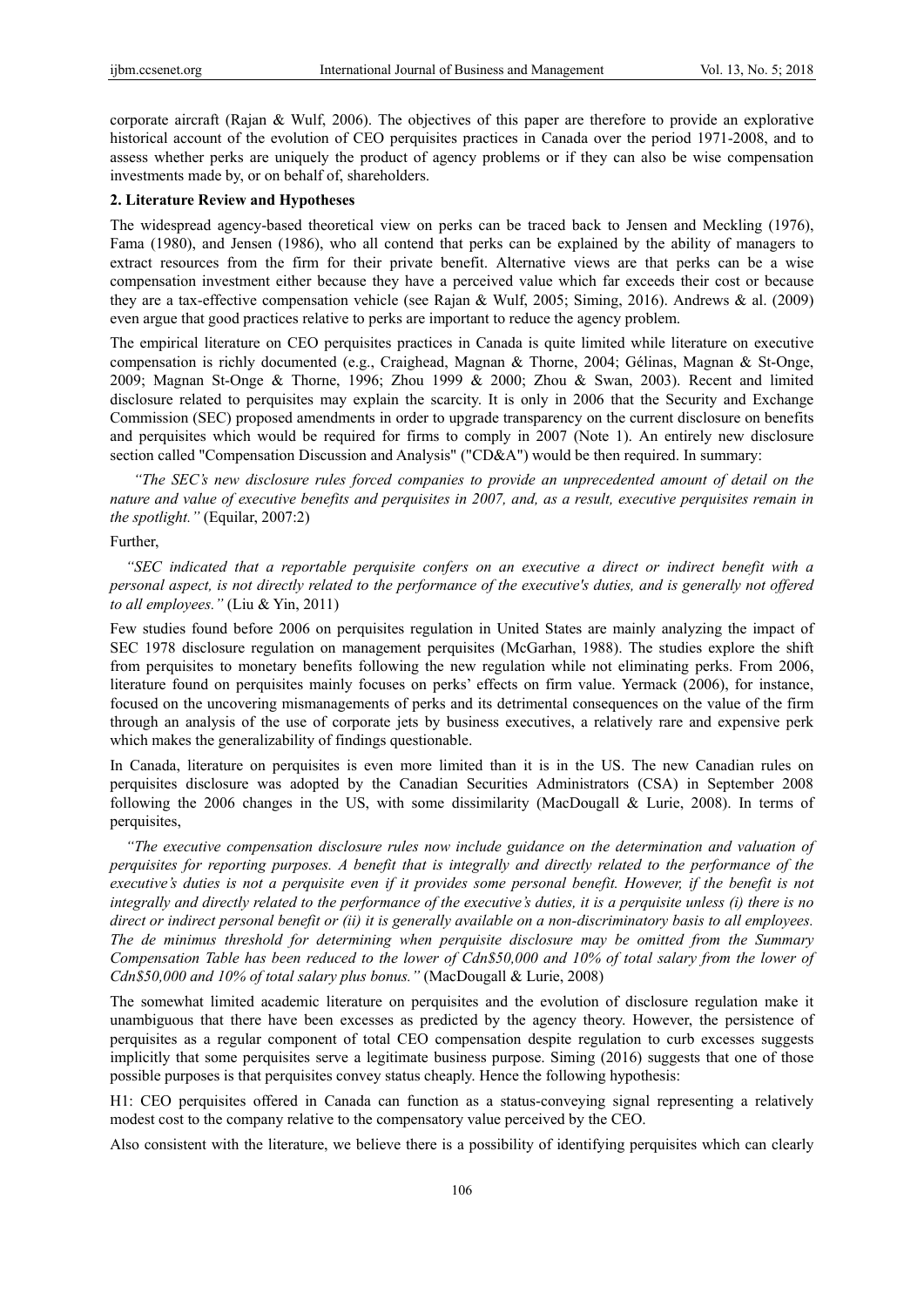corporate aircraft (Rajan & Wulf, 2006). The objectives of this paper are therefore to provide an explorative historical account of the evolution of CEO perquisites practices in Canada over the period 1971-2008, and to assess whether perks are uniquely the product of agency problems or if they can also be wise compensation investments made by, or on behalf of, shareholders.

## 2. Literature Review and Hypotheses

The widespread agency-based theoretical view on perks can be traced back to Jensen and Meckling (1976), Fama (1980), and Jensen (1986), who all contend that perks can be explained by the ability of managers to extract resources from the firm for their private benefit. Alternative views are that perks can be a wise compensation investment either because they have a perceived value which far exceeds their cost or because they are a tax-effective compensation vehicle (see Rajan & Wulf, 2005; Siming, 2016). Andrews & al. (2009) even argue that good practices relative to perks are important to reduce the agency problem.

The empirical literature on CEO perquisites practices in Canada is quite limited while literature on executive compensation is richly documented (e.g., Craighead, Magnan & Thorne, 2004; Gélinas, Magnan & St-Onge, 2009; Magnan St-Onge & Thorne, 1996; Zhou 1999 & 2000; Zhou & Swan, 2003). Recent and limited disclosure related to perquisites may explain the scarcity. It is only in 2006 that the Security and Exchange Commission (SEC) proposed amendments in order to upgrade transparency on the current disclosure on benefits and perquisites which would be required for firms to comply in 2007 (Note 1). An entirely new disclosure section called "Compensation Discussion and Analysis" ("CD&A") would be then required. In summary:

*"The SEC's new disclosure rules forced companies to provide an unprecedented amount of detail on the nature and value of executive benefits and perquisites in 2007, and, as a result, executive perquisites remain in the spotlight."* (Equilar, 2007:2)

Further,

*"SEC indicated that a reportable perquisite confers on an executive a direct or indirect benefit with a personal aspect, is not directly related to the performance of the executive's duties, and is generally not offered to all employees."* (Liu & Yin, 2011)

Few studies found before 2006 on perquisites regulation in United States are mainly analyzing the impact of SEC 1978 disclosure regulation on management perquisites (McGarhan, 1988). The studies explore the shift from perquisites to monetary benefits following the new regulation while not eliminating perks. From 2006, literature found on perquisites mainly focuses on perks' effects on firm value. Yermack (2006), for instance, focused on the uncovering mismanagements of perks and its detrimental consequences on the value of the firm through an analysis of the use of corporate jets by business executives, a relatively rare and expensive perk which makes the generalizability of findings questionable.

In Canada, literature on perquisites is even more limited than it is in the US. The new Canadian rules on perquisites disclosure was adopted by the Canadian Securities Administrators (CSA) in September 2008 following the 2006 changes in the US, with some dissimilarity (MacDougall & Lurie, 2008). In terms of perquisites,

*"The executive compensation disclosure rules now include guidance on the determination and valuation of perquisites for reporting purposes. A benefit that is integrally and directly related to the performance of the executive's duties is not a perquisite even if it provides some personal benefit. However, if the benefit is not integrally and directly related to the performance of the executive's duties, it is a perquisite unless (i) there is no direct or indirect personal benefit or (ii) it is generally available on a non-discriminatory basis to all employees. The de minimus threshold for determining when perquisite disclosure may be omitted from the Summary Compensation Table has been reduced to the lower of Cdn$50,000 and 10% of total salary from the lower of Cdn$50,000 and 10% of total salary plus bonus."* (MacDougall & Lurie, 2008)

The somewhat limited academic literature on perquisites and the evolution of disclosure regulation make it unambiguous that there have been excesses as predicted by the agency theory. However, the persistence of perquisites as a regular component of total CEO compensation despite regulation to curb excesses suggests implicitly that some perquisites serve a legitimate business purpose. Siming (2016) suggests that one of those possible purposes is that perquisites convey status cheaply. Hence the following hypothesis:

H1: CEO perquisites offered in Canada can function as a status-conveying signal representing a relatively modest cost to the company relative to the compensatory value perceived by the CEO.

Also consistent with the literature, we believe there is a possibility of identifying perquisites which can clearly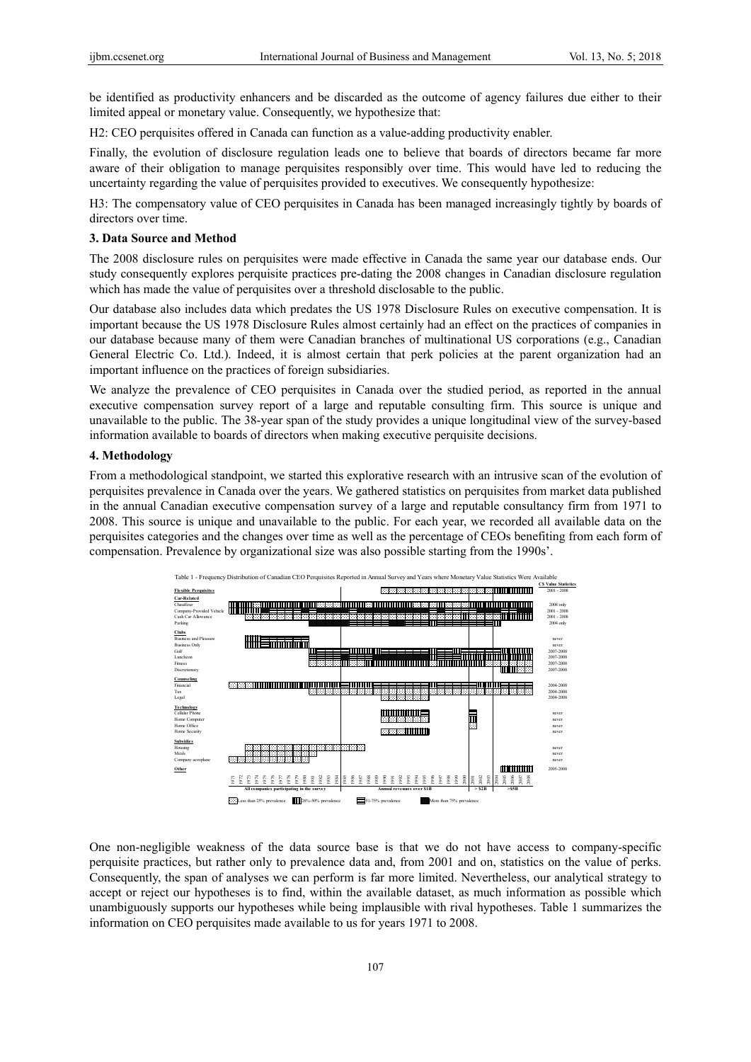be identified as productivity enhancers and be discarded as the outcome of agency failures due either to their limited appeal or monetary value. Consequently, we hypothesize that:

H2: CEO perquisites offered in Canada can function as a value-adding productivity enabler.

Finally, the evolution of disclosure regulation leads one to believe that boards of directors became far more aware of their obligation to manage perquisites responsibly over time. This would have led to reducing the uncertainty regarding the value of perquisites provided to executives. We consequently hypothesize:

H3: The compensatory value of CEO perquisites in Canada has been managed increasingly tightly by boards of directors over time.

## 3. Data Source and Method

The 2008 disclosure rules on perquisites were made effective in Canada the same year our database ends. Our study consequently explores perquisite practices pre-dating the 2008 changes in Canadian disclosure regulation which has made the value of perquisites over a threshold disclosable to the public.

Our database also includes data which predates the US 1978 Disclosure Rules on executive compensation. It is important because the US 1978 Disclosure Rules almost certainly had an effect on the practices of companies in our database because many of them were Canadian branches of multinational US corporations (e.g., Canadian General Electric Co. Ltd.). Indeed, it is almost certain that perk policies at the parent organization had an important influence on the practices of foreign subsidiaries.

We analyze the prevalence of CEO perquisites in Canada over the studied period, as reported in the annual executive compensation survey report of a large and reputable consulting firm. This source is unique and unavailable to the public. The 38-year span of the study provides a unique longitudinal view of the survey-based information available to boards of directors when making executive perquisite decisions.

## 4. Methodology

From a methodological standpoint, we started this explorative research with an intrusive scan of the evolution of perquisites prevalence in Canada over the years. We gathered statistics on perquisites from market data published in the annual Canadian executive compensation survey of a large and reputable consultancy firm from 1971 to 2008. This source is unique and unavailable to the public. For each year, we recorded all available data on the perquisites categories and the changes over time as well as the percentage of CEOs benefiting from each form of compensation. Prevalence by organizational size was also possible starting from the 1990s'.

Table 1 - Frequency Distribution of Canadian CEO Perquisites Reported in Annual Survey and Years where Monetary Value Statistics Were Available

| Perquisite | C$ Value Statistics |
|---|---|
| **Flexible Perquisites** | 2001 - 2008 |
| **Car-Related** | |
| Chauffeur | 2008 only |
| Company-Provided Vehicle | 2001 - 2008 |
| Cash Car Allowance | 2001 - 2008 |
| Parking | 2008 only |
| **Clubs** | |
| Business and Pleasure | never |
| Business Only | never |
| Golf | 2007-2008 |
| Luncheon | 2007-2008 |
| Fitness | 2007-2008 |
| Discretionary | 2007-2008 |
| **Counseling** | |
| Financial | 2004-2008 |
| Tax | 2004-2008 |
| Legal | 2004-2008 |
| **Technology** | |
| Cellular Phone | never |
| Home Computer | never |
| Home Office | never |
| Home Security | never |
| **Subsidies** | |
| Housing | never |
| Meals | never |
| Company aeroplane | never |
| **Other** | 2005-2008 |

Years 1971–2008: 1971–1984: All companies participating in the survey; 1985–2000: Annual revenues over $1B; 2001–2003: > $2B; 2004–2008: >$5B

Legend: Less than 25% prevalence; 26%-50% prevalence; 51-75% prevalence; More than 75% prevalence

One non-negligible weakness of the data source base is that we do not have access to company-specific perquisite practices, but rather only to prevalence data and, from 2001 and on, statistics on the value of perks. Consequently, the span of analyses we can perform is far more limited. Nevertheless, our analytical strategy to accept or reject our hypotheses is to find, within the available dataset, as much information as possible which unambiguously supports our hypotheses while being implausible with rival hypotheses. Table 1 summarizes the information on CEO perquisites made available to us for years 1971 to 2008.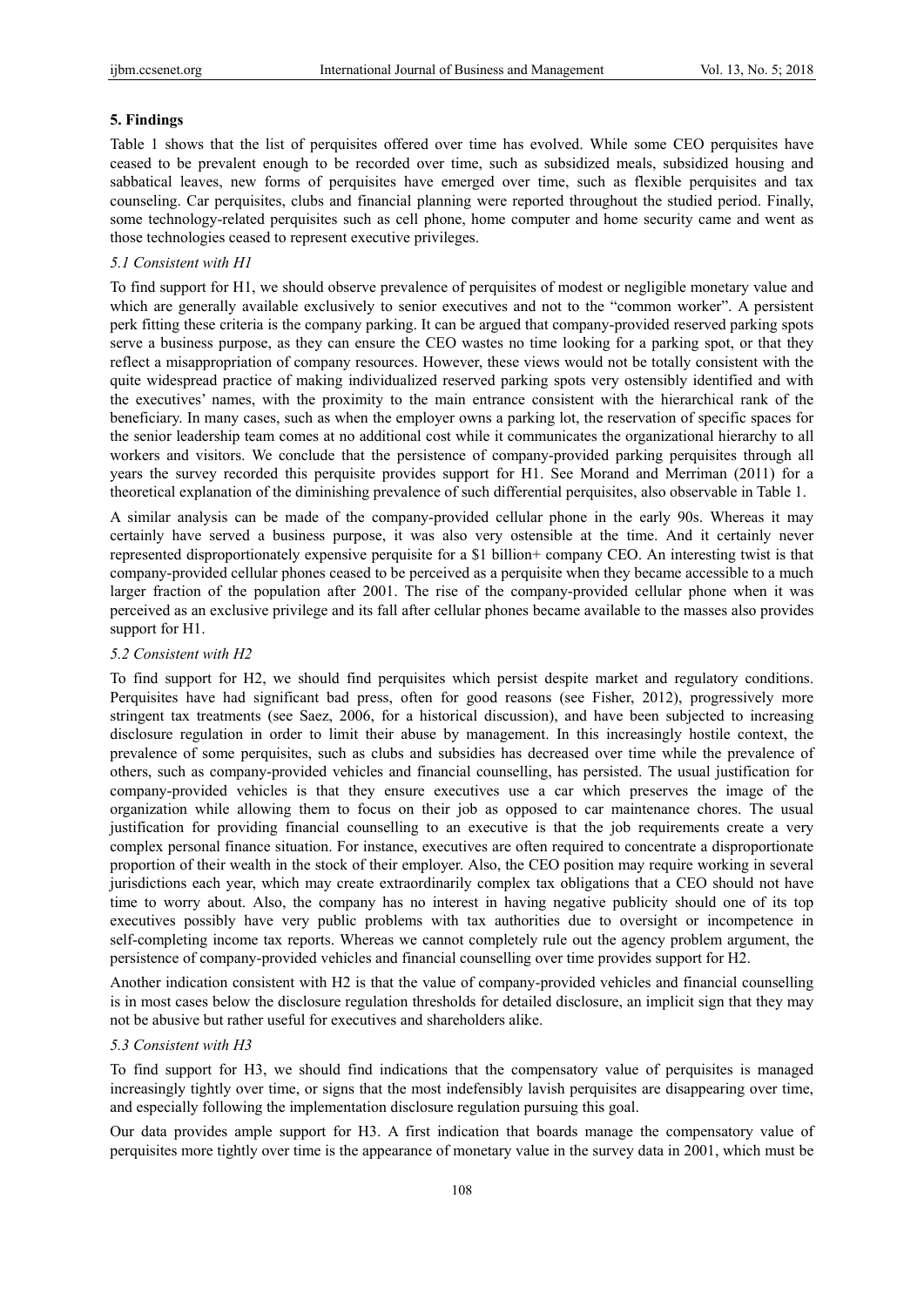## 5. Findings

Table 1 shows that the list of perquisites offered over time has evolved. While some CEO perquisites have ceased to be prevalent enough to be recorded over time, such as subsidized meals, subsidized housing and sabbatical leaves, new forms of perquisites have emerged over time, such as flexible perquisites and tax counseling. Car perquisites, clubs and financial planning were reported throughout the studied period. Finally, some technology-related perquisites such as cell phone, home computer and home security came and went as those technologies ceased to represent executive privileges.

### *5.1 Consistent with H1*

To find support for H1, we should observe prevalence of perquisites of modest or negligible monetary value and which are generally available exclusively to senior executives and not to the "common worker". A persistent perk fitting these criteria is the company parking. It can be argued that company-provided reserved parking spots serve a business purpose, as they can ensure the CEO wastes no time looking for a parking spot, or that they reflect a misappropriation of company resources. However, these views would not be totally consistent with the quite widespread practice of making individualized reserved parking spots very ostensibly identified and with the executives' names, with the proximity to the main entrance consistent with the hierarchical rank of the beneficiary. In many cases, such as when the employer owns a parking lot, the reservation of specific spaces for the senior leadership team comes at no additional cost while it communicates the organizational hierarchy to all workers and visitors. We conclude that the persistence of company-provided parking perquisites through all years the survey recorded this perquisite provides support for H1. See Morand and Merriman (2011) for a theoretical explanation of the diminishing prevalence of such differential perquisites, also observable in Table 1.

A similar analysis can be made of the company-provided cellular phone in the early 90s. Whereas it may certainly have served a business purpose, it was also very ostensible at the time. And it certainly never represented disproportionately expensive perquisite for a $1 billion+ company CEO. An interesting twist is that company-provided cellular phones ceased to be perceived as a perquisite when they became accessible to a much larger fraction of the population after 2001. The rise of the company-provided cellular phone when it was perceived as an exclusive privilege and its fall after cellular phones became available to the masses also provides support for H1.

### *5.2 Consistent with H2*

To find support for H2, we should find perquisites which persist despite market and regulatory conditions. Perquisites have had significant bad press, often for good reasons (see Fisher, 2012), progressively more stringent tax treatments (see Saez, 2006, for a historical discussion), and have been subjected to increasing disclosure regulation in order to limit their abuse by management. In this increasingly hostile context, the prevalence of some perquisites, such as clubs and subsidies has decreased over time while the prevalence of others, such as company-provided vehicles and financial counselling, has persisted. The usual justification for company-provided vehicles is that they ensure executives use a car which preserves the image of the organization while allowing them to focus on their job as opposed to car maintenance chores. The usual justification for providing financial counselling to an executive is that the job requirements create a very complex personal finance situation. For instance, executives are often required to concentrate a disproportionate proportion of their wealth in the stock of their employer. Also, the CEO position may require working in several jurisdictions each year, which may create extraordinarily complex tax obligations that a CEO should not have time to worry about. Also, the company has no interest in having negative publicity should one of its top executives possibly have very public problems with tax authorities due to oversight or incompetence in self-completing income tax reports. Whereas we cannot completely rule out the agency problem argument, the persistence of company-provided vehicles and financial counselling over time provides support for H2.

Another indication consistent with H2 is that the value of company-provided vehicles and financial counselling is in most cases below the disclosure regulation thresholds for detailed disclosure, an implicit sign that they may not be abusive but rather useful for executives and shareholders alike.

### *5.3 Consistent with H3*

To find support for H3, we should find indications that the compensatory value of perquisites is managed increasingly tightly over time, or signs that the most indefensibly lavish perquisites are disappearing over time, and especially following the implementation disclosure regulation pursuing this goal.

Our data provides ample support for H3. A first indication that boards manage the compensatory value of perquisites more tightly over time is the appearance of monetary value in the survey data in 2001, which must be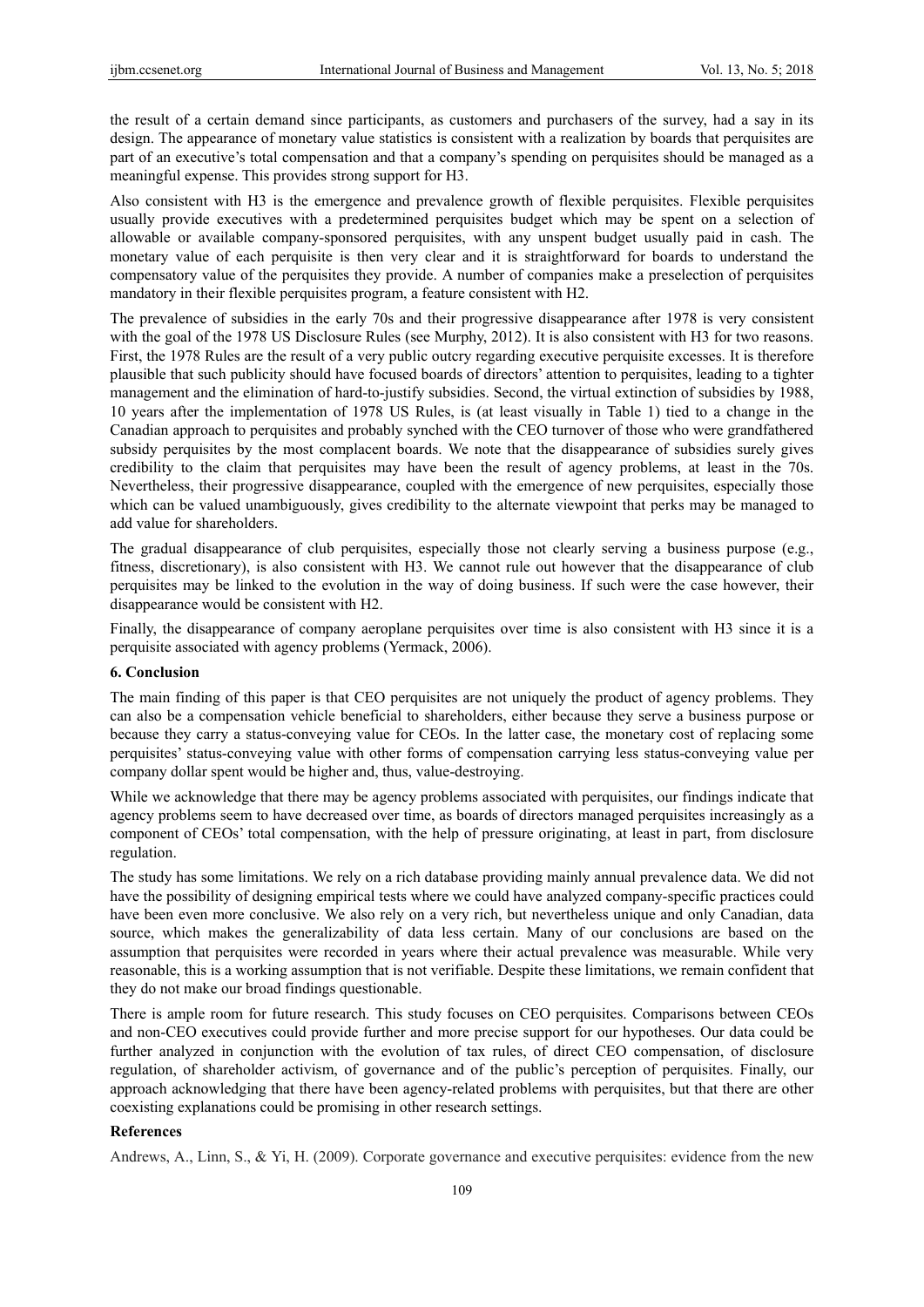the result of a certain demand since participants, as customers and purchasers of the survey, had a say in its design. The appearance of monetary value statistics is consistent with a realization by boards that perquisites are part of an executive's total compensation and that a company's spending on perquisites should be managed as a meaningful expense. This provides strong support for H3.

Also consistent with H3 is the emergence and prevalence growth of flexible perquisites. Flexible perquisites usually provide executives with a predetermined perquisites budget which may be spent on a selection of allowable or available company-sponsored perquisites, with any unspent budget usually paid in cash. The monetary value of each perquisite is then very clear and it is straightforward for boards to understand the compensatory value of the perquisites they provide. A number of companies make a preselection of perquisites mandatory in their flexible perquisites program, a feature consistent with H2.

The prevalence of subsidies in the early 70s and their progressive disappearance after 1978 is very consistent with the goal of the 1978 US Disclosure Rules (see Murphy, 2012). It is also consistent with H3 for two reasons. First, the 1978 Rules are the result of a very public outcry regarding executive perquisite excesses. It is therefore plausible that such publicity should have focused boards of directors' attention to perquisites, leading to a tighter management and the elimination of hard-to-justify subsidies. Second, the virtual extinction of subsidies by 1988, 10 years after the implementation of 1978 US Rules, is (at least visually in Table 1) tied to a change in the Canadian approach to perquisites and probably synched with the CEO turnover of those who were grandfathered subsidy perquisites by the most complacent boards. We note that the disappearance of subsidies surely gives credibility to the claim that perquisites may have been the result of agency problems, at least in the 70s. Nevertheless, their progressive disappearance, coupled with the emergence of new perquisites, especially those which can be valued unambiguously, gives credibility to the alternate viewpoint that perks may be managed to add value for shareholders.

The gradual disappearance of club perquisites, especially those not clearly serving a business purpose (e.g., fitness, discretionary), is also consistent with H3. We cannot rule out however that the disappearance of club perquisites may be linked to the evolution in the way of doing business. If such were the case however, their disappearance would be consistent with H2.

Finally, the disappearance of company aeroplane perquisites over time is also consistent with H3 since it is a perquisite associated with agency problems (Yermack, 2006).

## 6. Conclusion

The main finding of this paper is that CEO perquisites are not uniquely the product of agency problems. They can also be a compensation vehicle beneficial to shareholders, either because they serve a business purpose or because they carry a status-conveying value for CEOs. In the latter case, the monetary cost of replacing some perquisites' status-conveying value with other forms of compensation carrying less status-conveying value per company dollar spent would be higher and, thus, value-destroying.

While we acknowledge that there may be agency problems associated with perquisites, our findings indicate that agency problems seem to have decreased over time, as boards of directors managed perquisites increasingly as a component of CEOs' total compensation, with the help of pressure originating, at least in part, from disclosure regulation.

The study has some limitations. We rely on a rich database providing mainly annual prevalence data. We did not have the possibility of designing empirical tests where we could have analyzed company-specific practices could have been even more conclusive. We also rely on a very rich, but nevertheless unique and only Canadian, data source, which makes the generalizability of data less certain. Many of our conclusions are based on the assumption that perquisites were recorded in years where their actual prevalence was measurable. While very reasonable, this is a working assumption that is not verifiable. Despite these limitations, we remain confident that they do not make our broad findings questionable.

There is ample room for future research. This study focuses on CEO perquisites. Comparisons between CEOs and non-CEO executives could provide further and more precise support for our hypotheses. Our data could be further analyzed in conjunction with the evolution of tax rules, of direct CEO compensation, of disclosure regulation, of shareholder activism, of governance and of the public's perception of perquisites. Finally, our approach acknowledging that there have been agency-related problems with perquisites, but that there are other coexisting explanations could be promising in other research settings.

## References

Andrews, A., Linn, S., & Yi, H. (2009). Corporate governance and executive perquisites: evidence from the new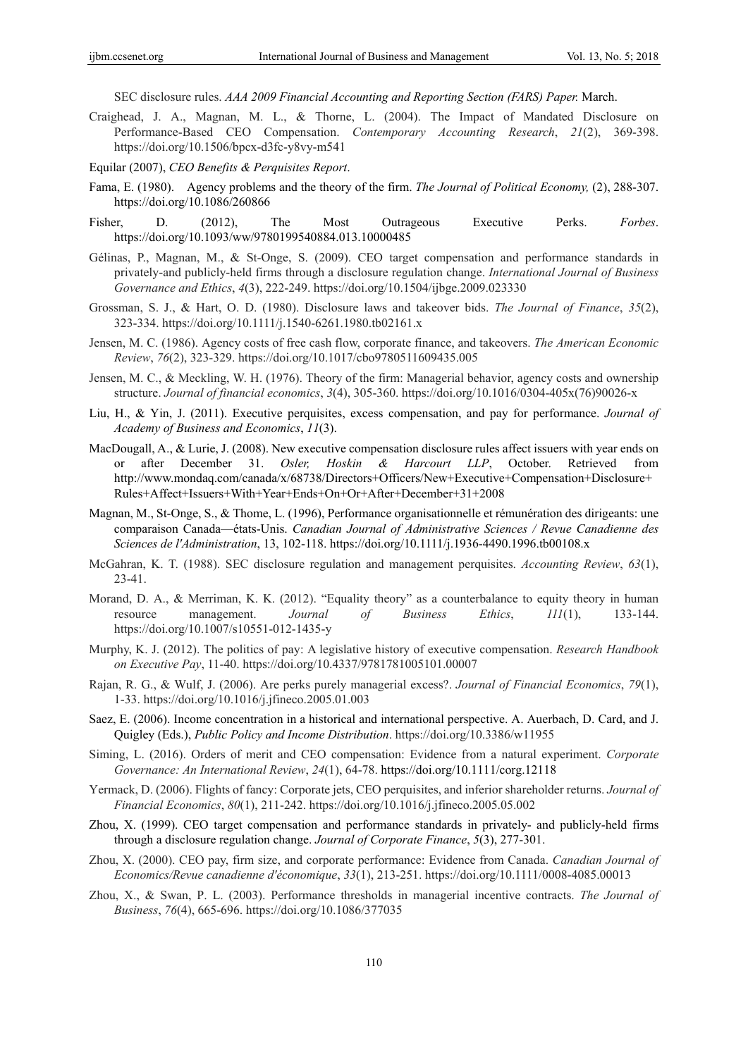SEC disclosure rules. *AAA 2009 Financial Accounting and Reporting Section (FARS) Paper.* March.

Craighead, J. A., Magnan, M. L., & Thorne, L. (2004). The Impact of Mandated Disclosure on Performance-Based CEO Compensation. *Contemporary Accounting Research*, *21*(2), 369-398. https://doi.org/10.1506/bpcx-d3fc-y8vy-m541

Equilar (2007), *CEO Benefits & Perquisites Report*.

Fama, E. (1980). Agency problems and the theory of the firm. *The Journal of Political Economy,* (2), 288-307. https://doi.org/10.1086/260866

Fisher, D. (2012), The Most Outrageous Executive Perks. *Forbes*. https://doi.org/10.1093/ww/9780199540884.013.10000485

Gélinas, P., Magnan, M., & St-Onge, S. (2009). CEO target compensation and performance standards in privately-and publicly-held firms through a disclosure regulation change. *International Journal of Business Governance and Ethics*, *4*(3), 222-249. https://doi.org/10.1504/ijbge.2009.023330

Grossman, S. J., & Hart, O. D. (1980). Disclosure laws and takeover bids. *The Journal of Finance*, *35*(2), 323-334. https://doi.org/10.1111/j.1540-6261.1980.tb02161.x

Jensen, M. C. (1986). Agency costs of free cash flow, corporate finance, and takeovers. *The American Economic Review*, *76*(2), 323-329. https://doi.org/10.1017/cbo9780511609435.005

Jensen, M. C., & Meckling, W. H. (1976). Theory of the firm: Managerial behavior, agency costs and ownership structure. *Journal of financial economics*, *3*(4), 305-360. https://doi.org/10.1016/0304-405x(76)90026-x

Liu, H., & Yin, J. (2011). Executive perquisites, excess compensation, and pay for performance. *Journal of Academy of Business and Economics*, *11*(3).

MacDougall, A., & Lurie, J. (2008). New executive compensation disclosure rules affect issuers with year ends on or after December 31. *Osler, Hoskin & Harcourt LLP*, October. Retrieved from http://www.mondaq.com/canada/x/68738/Directors+Officers/New+Executive+Compensation+Disclosure+Rules+Affect+Issuers+With+Year+Ends+On+Or+After+December+31+2008

Magnan, M., St-Onge, S., & Thome, L. (1996), Performance organisationnelle et rémunération des dirigeants: une comparaison Canada—états-Unis. *Canadian Journal of Administrative Sciences / Revue Canadienne des Sciences de l'Administration*, 13, 102-118. https://doi.org/10.1111/j.1936-4490.1996.tb00108.x

McGahran, K. T. (1988). SEC disclosure regulation and management perquisites. *Accounting Review*, *63*(1), 23-41.

Morand, D. A., & Merriman, K. K. (2012). "Equality theory" as a counterbalance to equity theory in human resource management. *Journal of Business Ethics*, *111*(1), 133-144. https://doi.org/10.1007/s10551-012-1435-y

Murphy, K. J. (2012). The politics of pay: A legislative history of executive compensation. *Research Handbook on Executive Pay*, 11-40. https://doi.org/10.4337/9781781005101.00007

Rajan, R. G., & Wulf, J. (2006). Are perks purely managerial excess?. *Journal of Financial Economics*, *79*(1), 1-33. https://doi.org/10.1016/j.jfineco.2005.01.003

Saez, E. (2006). Income concentration in a historical and international perspective. A. Auerbach, D. Card, and J. Quigley (Eds.), *Public Policy and Income Distribution*. https://doi.org/10.3386/w11955

Siming, L. (2016). Orders of merit and CEO compensation: Evidence from a natural experiment. *Corporate Governance: An International Review*, *24*(1), 64-78. https://doi.org/10.1111/corg.12118

Yermack, D. (2006). Flights of fancy: Corporate jets, CEO perquisites, and inferior shareholder returns. *Journal of Financial Economics*, *80*(1), 211-242. https://doi.org/10.1016/j.jfineco.2005.05.002

Zhou, X. (1999). CEO target compensation and performance standards in privately- and publicly-held firms through a disclosure regulation change. *Journal of Corporate Finance*, *5*(3), 277-301.

Zhou, X. (2000). CEO pay, firm size, and corporate performance: Evidence from Canada. *Canadian Journal of Economics/Revue canadienne d'économique*, *33*(1), 213-251. https://doi.org/10.1111/0008-4085.00013

Zhou, X., & Swan, P. L. (2003). Performance thresholds in managerial incentive contracts. *The Journal of Business*, *76*(4), 665-696. https://doi.org/10.1086/377035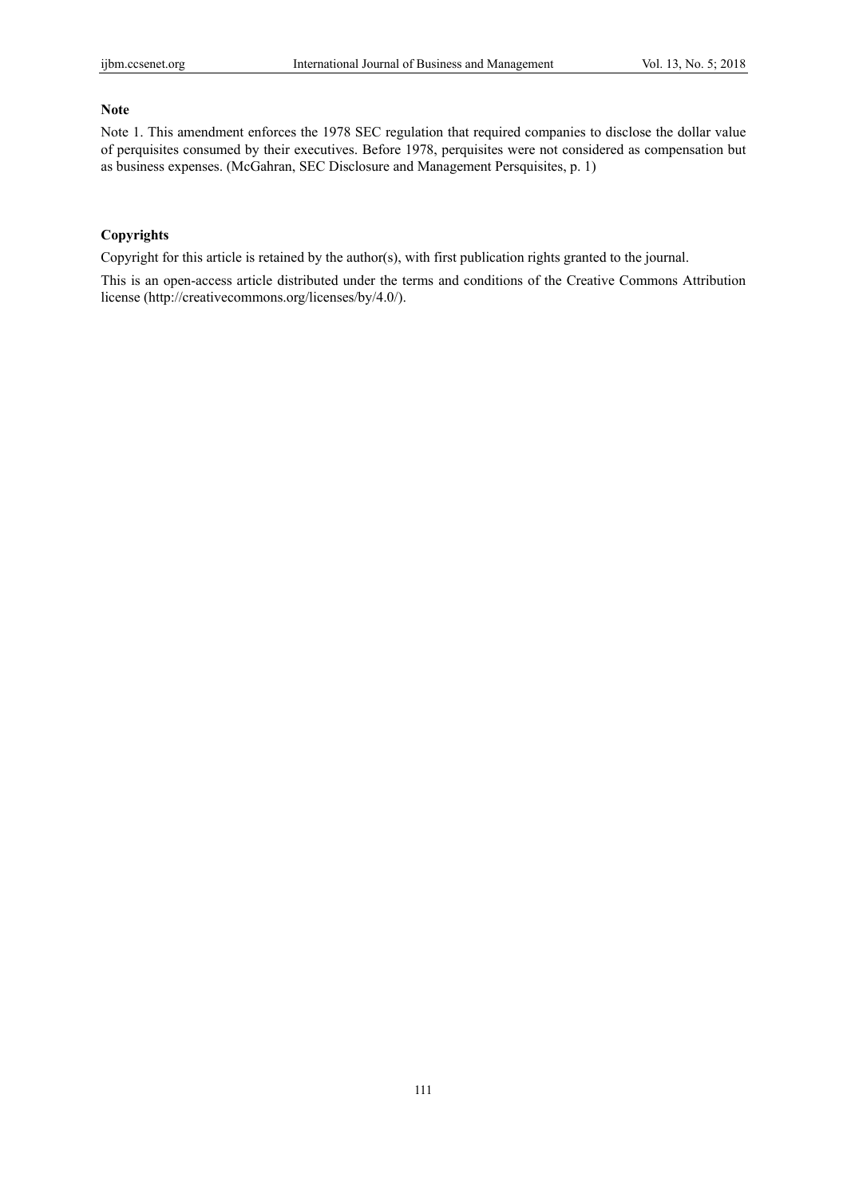## Note

Note 1. This amendment enforces the 1978 SEC regulation that required companies to disclose the dollar value of perquisites consumed by their executives. Before 1978, perquisites were not considered as compensation but as business expenses. (McGahran, SEC Disclosure and Management Persquisites, p. 1)

## Copyrights

Copyright for this article is retained by the author(s), with first publication rights granted to the journal.

This is an open-access article distributed under the terms and conditions of the Creative Commons Attribution license (http://creativecommons.org/licenses/by/4.0/).